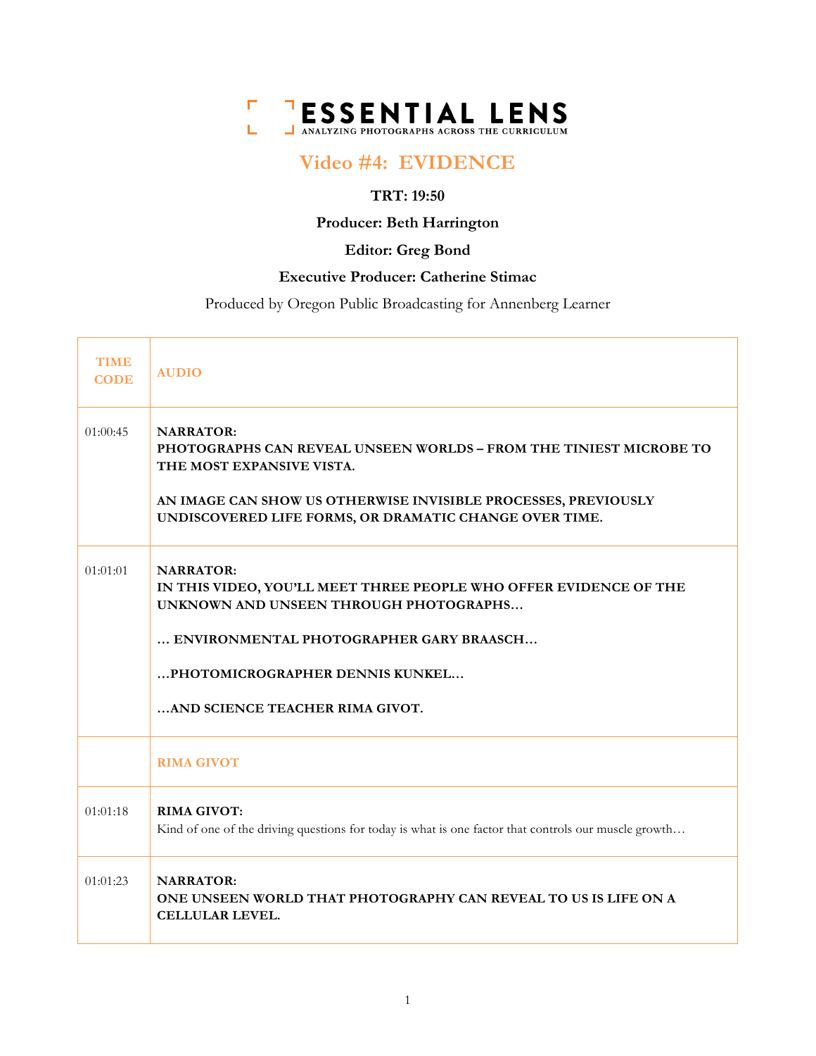# ESSENTIAL LENS

ANALYZING PHOTOGRAPHS ACROSS THE CURRICULUM

## Video #4: EVIDENCE

**TRT: 19:50**

**Producer: Beth Harrington**

**Editor: Greg Bond**

**Executive Producer: Catherine Stimac**

Produced by Oregon Public Broadcasting for Annenberg Learner

| TIME CODE | AUDIO |
|---|---|
| 01:00:45 | **NARRATOR:**<br>**PHOTOGRAPHS CAN REVEAL UNSEEN WORLDS – FROM THE TINIEST MICROBE TO THE MOST EXPANSIVE VISTA.**<br><br>**AN IMAGE CAN SHOW US OTHERWISE INVISIBLE PROCESSES, PREVIOUSLY UNDISCOVERED LIFE FORMS, OR DRAMATIC CHANGE OVER TIME.** |
| 01:01:01 | **NARRATOR:**<br>**IN THIS VIDEO, YOU'LL MEET THREE PEOPLE WHO OFFER EVIDENCE OF THE UNKNOWN AND UNSEEN THROUGH PHOTOGRAPHS…**<br><br>**… ENVIRONMENTAL PHOTOGRAPHER GARY BRAASCH…**<br><br>**…PHOTOMICROGRAPHER DENNIS KUNKEL…**<br><br>**…AND SCIENCE TEACHER RIMA GIVOT.** |
| | **RIMA GIVOT** |
| 01:01:18 | **RIMA GIVOT:**<br>Kind of one of the driving questions for today is what is one factor that controls our muscle growth… |
| 01:01:23 | **NARRATOR:**<br>**ONE UNSEEN WORLD THAT PHOTOGRAPHY CAN REVEAL TO US IS LIFE ON A CELLULAR LEVEL.** |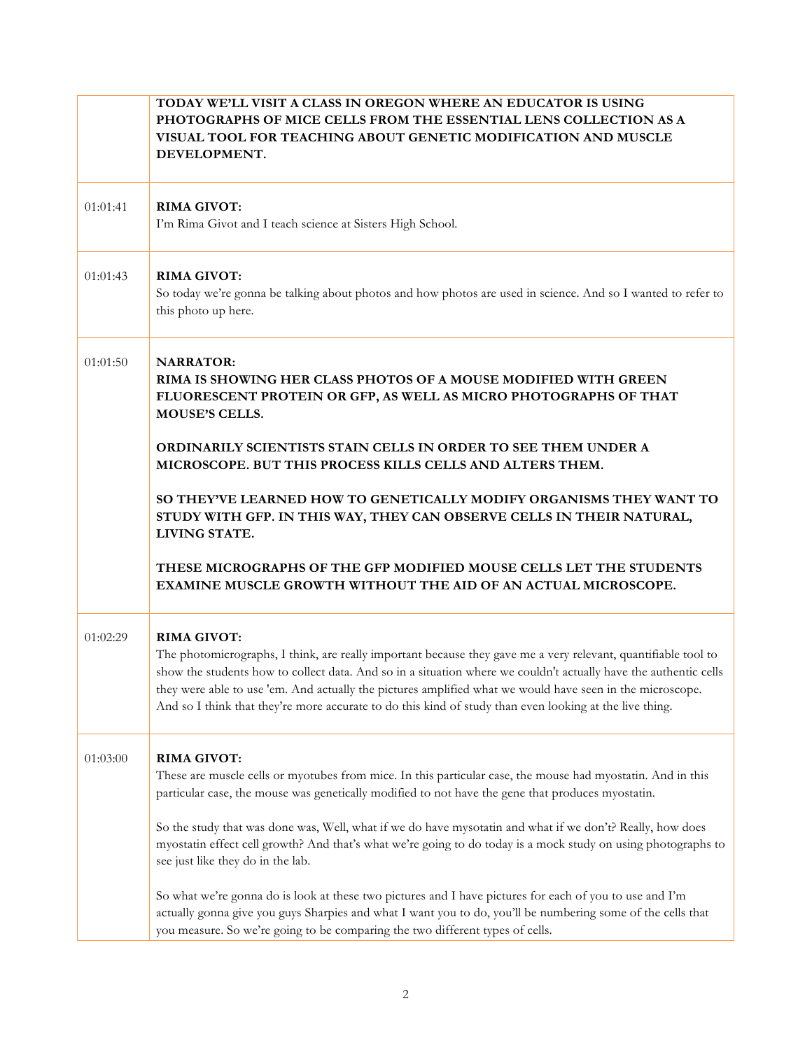| | |
|---|---|
| | **TODAY WE'LL VISIT A CLASS IN OREGON WHERE AN EDUCATOR IS USING PHOTOGRAPHS OF MICE CELLS FROM THE ESSENTIAL LENS COLLECTION AS A VISUAL TOOL FOR TEACHING ABOUT GENETIC MODIFICATION AND MUSCLE DEVELOPMENT.** |
| 01:01:41 | **RIMA GIVOT:**<br>I'm Rima Givot and I teach science at Sisters High School. |
| 01:01:43 | **RIMA GIVOT:**<br>So today we're gonna be talking about photos and how photos are used in science. And so I wanted to refer to this photo up here. |
| 01:01:50 | **NARRATOR:**<br>**RIMA IS SHOWING HER CLASS PHOTOS OF A MOUSE MODIFIED WITH GREEN FLUORESCENT PROTEIN OR GFP, AS WELL AS MICRO PHOTOGRAPHS OF THAT MOUSE'S CELLS.**<br><br>**ORDINARILY SCIENTISTS STAIN CELLS IN ORDER TO SEE THEM UNDER A MICROSCOPE. BUT THIS PROCESS KILLS CELLS AND ALTERS THEM.**<br><br>**SO THEY'VE LEARNED HOW TO GENETICALLY MODIFY ORGANISMS THEY WANT TO STUDY WITH GFP. IN THIS WAY, THEY CAN OBSERVE CELLS IN THEIR NATURAL, LIVING STATE.**<br><br>**THESE MICROGRAPHS OF THE GFP MODIFIED MOUSE CELLS LET THE STUDENTS EXAMINE MUSCLE GROWTH WITHOUT THE AID OF AN ACTUAL MICROSCOPE.** |
| 01:02:29 | **RIMA GIVOT:**<br>The photomicrographs, I think, are really important because they gave me a very relevant, quantifiable tool to show the students how to collect data. And so in a situation where we couldn't actually have the authentic cells they were able to use 'em. And actually the pictures amplified what we would have seen in the microscope. And so I think that they're more accurate to do this kind of study than even looking at the live thing. |
| 01:03:00 | **RIMA GIVOT:**<br>These are muscle cells or myotubes from mice. In this particular case, the mouse had myostatin. And in this particular case, the mouse was genetically modified to not have the gene that produces myostatin.<br><br>So the study that was done was, Well, what if we do have mysotatin and what if we don't? Really, how does myostatin effect cell growth? And that's what we're going to do today is a mock study on using photographs to see just like they do in the lab.<br><br>So what we're gonna do is look at these two pictures and I have pictures for each of you to use and I'm actually gonna give you guys Sharpies and what I want you to do, you'll be numbering some of the cells that you measure. So we're going to be comparing the two different types of cells. |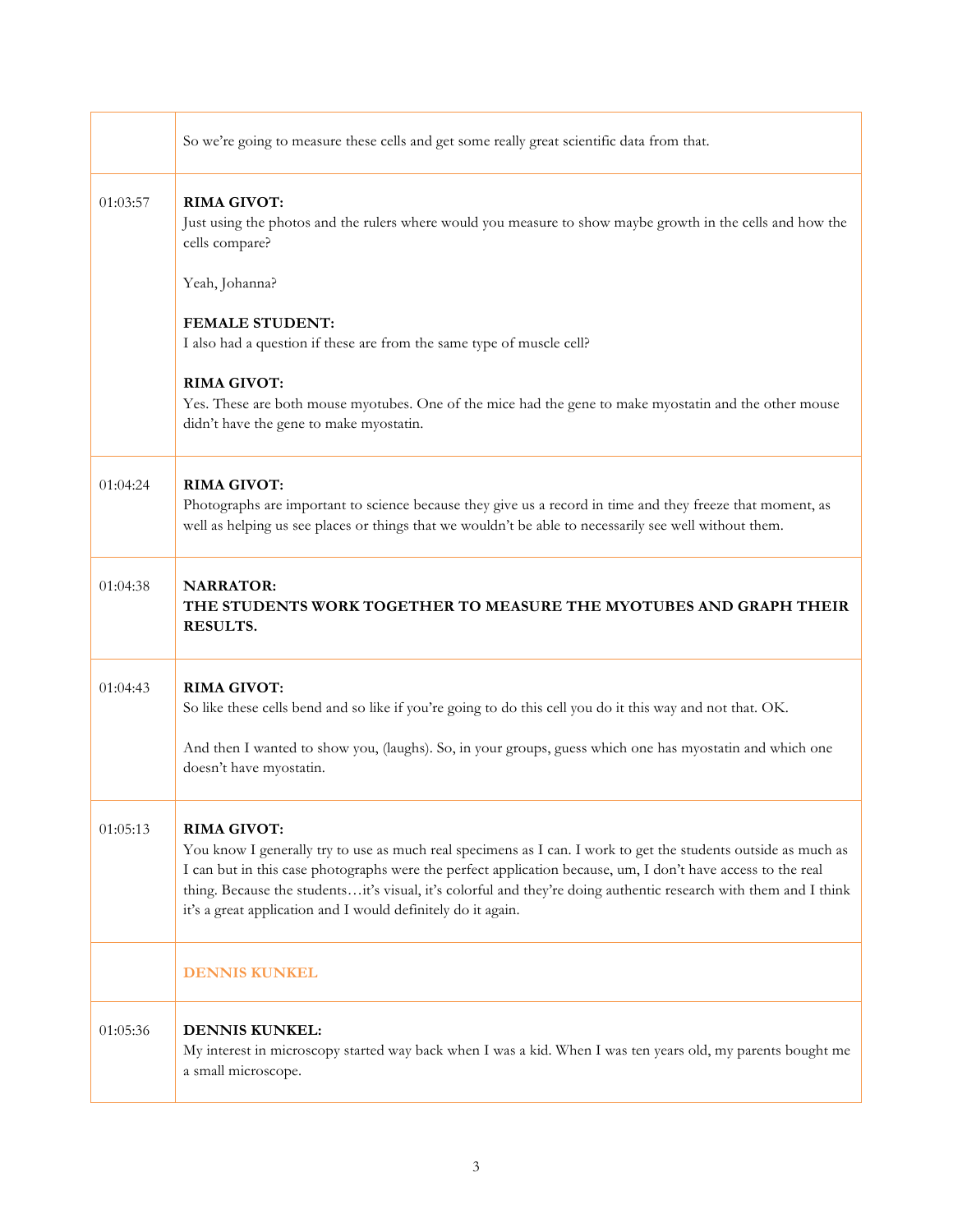| | |
|---|---|
| | So we're going to measure these cells and get some really great scientific data from that. |
| 01:03:57 | **RIMA GIVOT:**<br>Just using the photos and the rulers where would you measure to show maybe growth in the cells and how the cells compare?<br><br>Yeah, Johanna?<br><br>**FEMALE STUDENT:**<br>I also had a question if these are from the same type of muscle cell?<br><br>**RIMA GIVOT:**<br>Yes. These are both mouse myotubes. One of the mice had the gene to make myostatin and the other mouse didn't have the gene to make myostatin. |
| 01:04:24 | **RIMA GIVOT:**<br>Photographs are important to science because they give us a record in time and they freeze that moment, as well as helping us see places or things that we wouldn't be able to necessarily see well without them. |
| 01:04:38 | **NARRATOR:**<br>**THE STUDENTS WORK TOGETHER TO MEASURE THE MYOTUBES AND GRAPH THEIR RESULTS.** |
| 01:04:43 | **RIMA GIVOT:**<br>So like these cells bend and so like if you're going to do this cell you do it this way and not that. OK.<br><br>And then I wanted to show you, (laughs). So, in your groups, guess which one has myostatin and which one doesn't have myostatin. |
| 01:05:13 | **RIMA GIVOT:**<br>You know I generally try to use as much real specimens as I can. I work to get the students outside as much as I can but in this case photographs were the perfect application because, um, I don't have access to the real thing. Because the students…it's visual, it's colorful and they're doing authentic research with them and I think it's a great application and I would definitely do it again. |
| | **DENNIS KUNKEL** |
| 01:05:36 | **DENNIS KUNKEL:**<br>My interest in microscopy started way back when I was a kid. When I was ten years old, my parents bought me a small microscope. |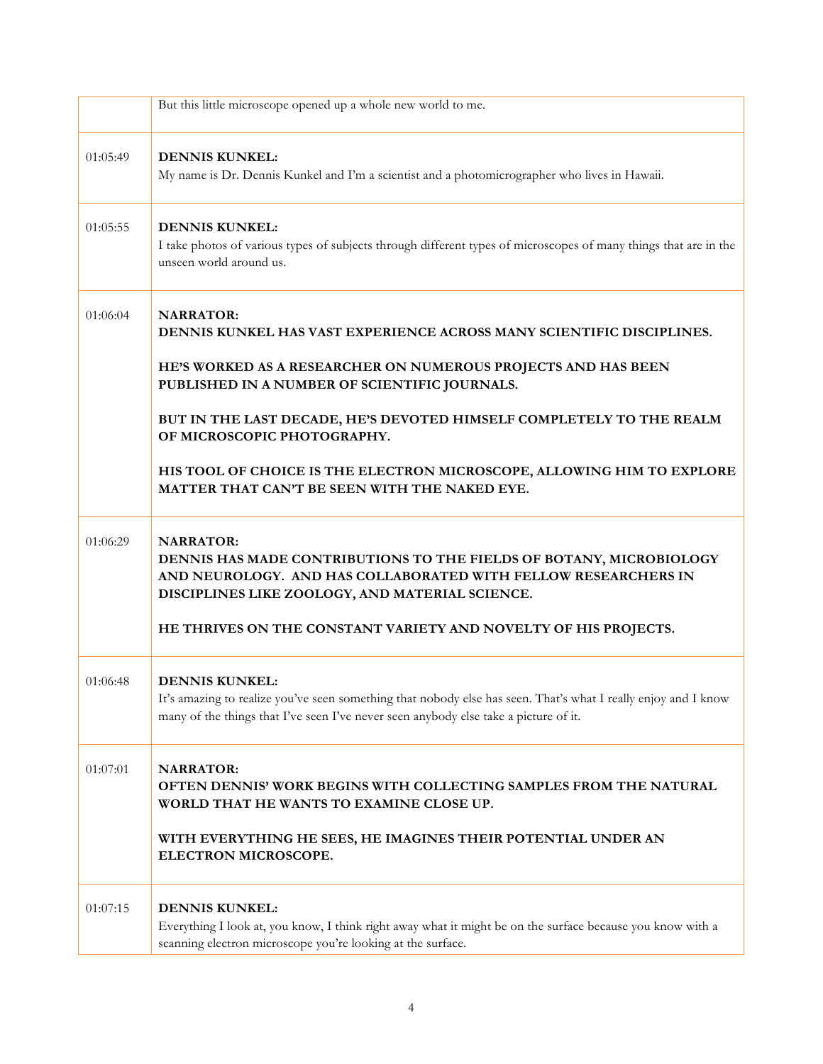| | |
|---|---|
| | But this little microscope opened up a whole new world to me. |
| 01:05:49 | **DENNIS KUNKEL:**<br>My name is Dr. Dennis Kunkel and I'm a scientist and a photomicrographer who lives in Hawaii. |
| 01:05:55 | **DENNIS KUNKEL:**<br>I take photos of various types of subjects through different types of microscopes of many things that are in the unseen world around us. |
| 01:06:04 | **NARRATOR:**<br>**DENNIS KUNKEL HAS VAST EXPERIENCE ACROSS MANY SCIENTIFIC DISCIPLINES.**<br><br>**HE'S WORKED AS A RESEARCHER ON NUMEROUS PROJECTS AND HAS BEEN PUBLISHED IN A NUMBER OF SCIENTIFIC JOURNALS.**<br><br>**BUT IN THE LAST DECADE, HE'S DEVOTED HIMSELF COMPLETELY TO THE REALM OF MICROSCOPIC PHOTOGRAPHY.**<br><br>**HIS TOOL OF CHOICE IS THE ELECTRON MICROSCOPE, ALLOWING HIM TO EXPLORE MATTER THAT CAN'T BE SEEN WITH THE NAKED EYE.** |
| 01:06:29 | **NARRATOR:**<br>**DENNIS HAS MADE CONTRIBUTIONS TO THE FIELDS OF BOTANY, MICROBIOLOGY AND NEUROLOGY. AND HAS COLLABORATED WITH FELLOW RESEARCHERS IN DISCIPLINES LIKE ZOOLOGY, AND MATERIAL SCIENCE.**<br><br>**HE THRIVES ON THE CONSTANT VARIETY AND NOVELTY OF HIS PROJECTS.** |
| 01:06:48 | **DENNIS KUNKEL:**<br>It's amazing to realize you've seen something that nobody else has seen. That's what I really enjoy and I know many of the things that I've seen I've never seen anybody else take a picture of it. |
| 01:07:01 | **NARRATOR:**<br>**OFTEN DENNIS' WORK BEGINS WITH COLLECTING SAMPLES FROM THE NATURAL WORLD THAT HE WANTS TO EXAMINE CLOSE UP.**<br><br>**WITH EVERYTHING HE SEES, HE IMAGINES THEIR POTENTIAL UNDER AN ELECTRON MICROSCOPE.** |
| 01:07:15 | **DENNIS KUNKEL:**<br>Everything I look at, you know, I think right away what it might be on the surface because you know with a scanning electron microscope you're looking at the surface. |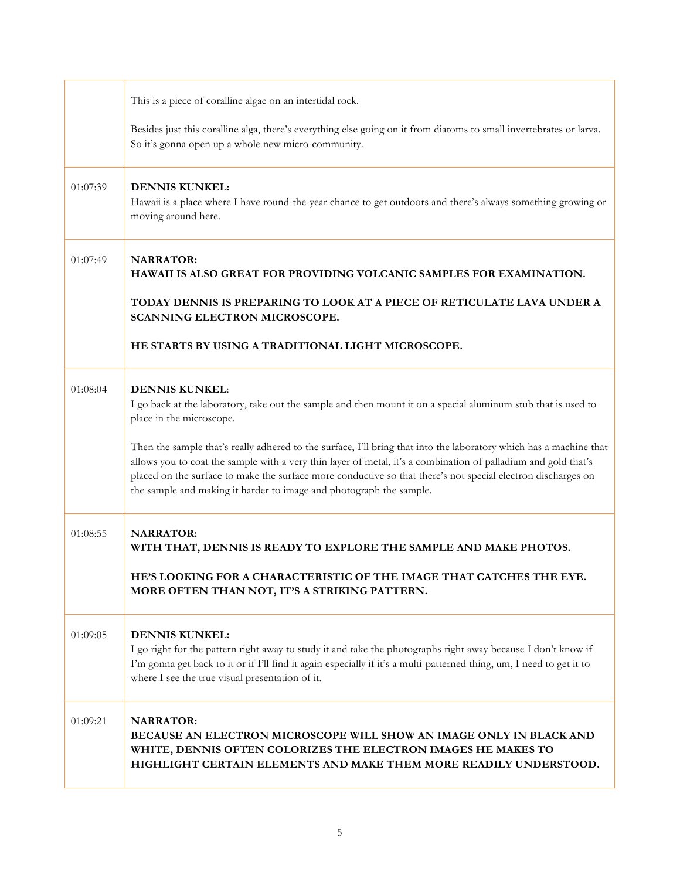| | |
|---|---|
| | This is a piece of coralline algae on an intertidal rock.<br><br>Besides just this coralline alga, there's everything else going on it from diatoms to small invertebrates or larva. So it's gonna open up a whole new micro-community. |
| 01:07:39 | **DENNIS KUNKEL:**<br>Hawaii is a place where I have round-the-year chance to get outdoors and there's always something growing or moving around here. |
| 01:07:49 | **NARRATOR:**<br>**HAWAII IS ALSO GREAT FOR PROVIDING VOLCANIC SAMPLES FOR EXAMINATION.**<br><br>**TODAY DENNIS IS PREPARING TO LOOK AT A PIECE OF RETICULATE LAVA UNDER A SCANNING ELECTRON MICROSCOPE.**<br><br>**HE STARTS BY USING A TRADITIONAL LIGHT MICROSCOPE.** |
| 01:08:04 | **DENNIS KUNKEL**:<br>I go back at the laboratory, take out the sample and then mount it on a special aluminum stub that is used to place in the microscope.<br><br>Then the sample that's really adhered to the surface, I'll bring that into the laboratory which has a machine that allows you to coat the sample with a very thin layer of metal, it's a combination of palladium and gold that's placed on the surface to make the surface more conductive so that there's not special electron discharges on the sample and making it harder to image and photograph the sample. |
| 01:08:55 | **NARRATOR:**<br>**WITH THAT, DENNIS IS READY TO EXPLORE THE SAMPLE AND MAKE PHOTOS.**<br><br>**HE'S LOOKING FOR A CHARACTERISTIC OF THE IMAGE THAT CATCHES THE EYE. MORE OFTEN THAN NOT, IT'S A STRIKING PATTERN.** |
| 01:09:05 | **DENNIS KUNKEL:**<br>I go right for the pattern right away to study it and take the photographs right away because I don't know if I'm gonna get back to it or if I'll find it again especially if it's a multi-patterned thing, um, I need to get it to where I see the true visual presentation of it. |
| 01:09:21 | **NARRATOR:**<br>**BECAUSE AN ELECTRON MICROSCOPE WILL SHOW AN IMAGE ONLY IN BLACK AND WHITE, DENNIS OFTEN COLORIZES THE ELECTRON IMAGES HE MAKES TO HIGHLIGHT CERTAIN ELEMENTS AND MAKE THEM MORE READILY UNDERSTOOD.** |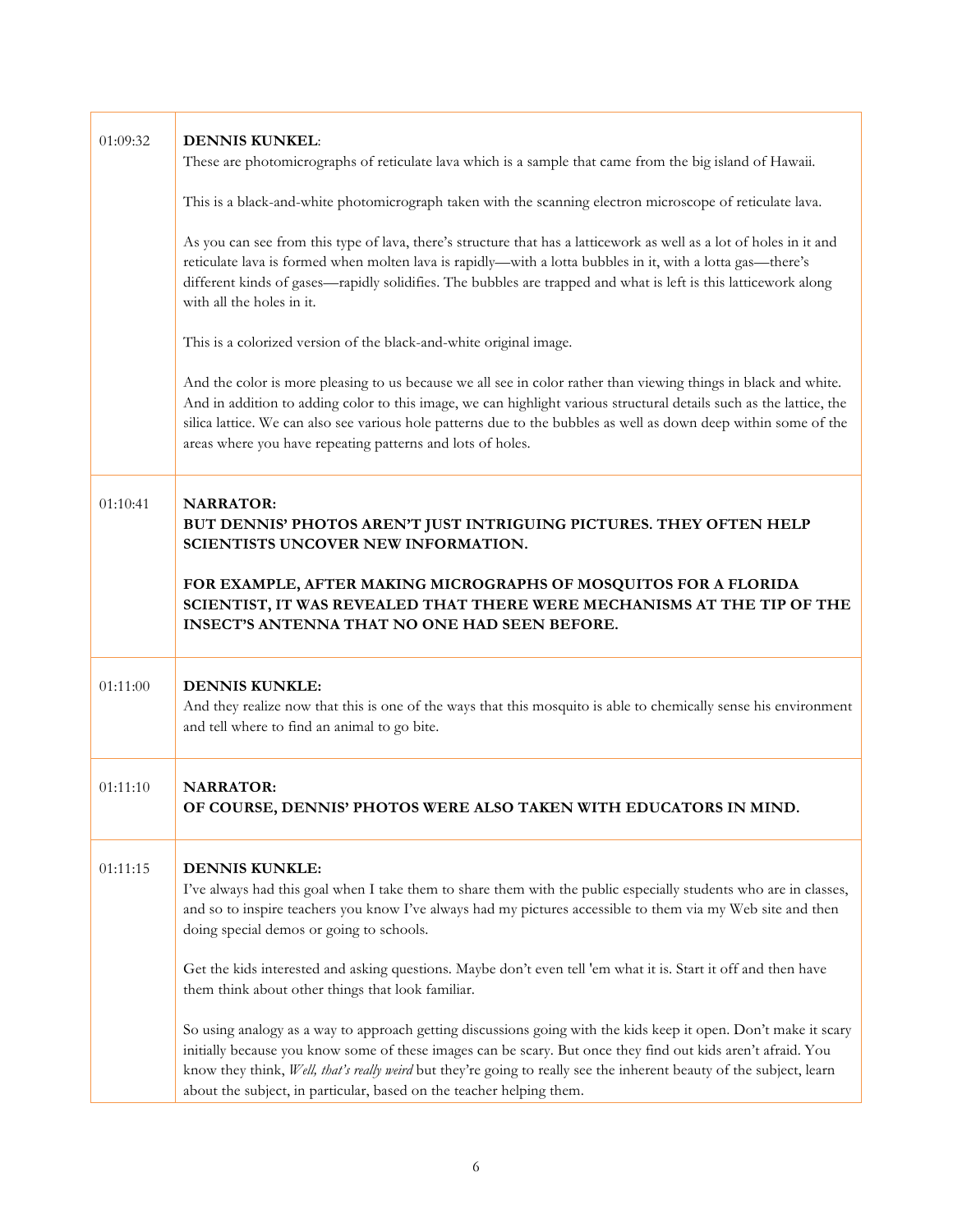| | |
|---|---|
| 01:09:32 | **DENNIS KUNKEL**:<br>These are photomicrographs of reticulate lava which is a sample that came from the big island of Hawaii.<br><br>This is a black-and-white photomicrograph taken with the scanning electron microscope of reticulate lava.<br><br>As you can see from this type of lava, there's structure that has a latticework as well as a lot of holes in it and reticulate lava is formed when molten lava is rapidly—with a lotta bubbles in it, with a lotta gas—there's different kinds of gases—rapidly solidifies. The bubbles are trapped and what is left is this latticework along with all the holes in it.<br><br>This is a colorized version of the black-and-white original image.<br><br>And the color is more pleasing to us because we all see in color rather than viewing things in black and white. And in addition to adding color to this image, we can highlight various structural details such as the lattice, the silica lattice. We can also see various hole patterns due to the bubbles as well as down deep within some of the areas where you have repeating patterns and lots of holes. |
| 01:10:41 | **NARRATOR:**<br>**BUT DENNIS' PHOTOS AREN'T JUST INTRIGUING PICTURES. THEY OFTEN HELP SCIENTISTS UNCOVER NEW INFORMATION.**<br><br>**FOR EXAMPLE, AFTER MAKING MICROGRAPHS OF MOSQUITOS FOR A FLORIDA SCIENTIST, IT WAS REVEALED THAT THERE WERE MECHANISMS AT THE TIP OF THE INSECT'S ANTENNA THAT NO ONE HAD SEEN BEFORE.** |
| 01:11:00 | **DENNIS KUNKLE:**<br>And they realize now that this is one of the ways that this mosquito is able to chemically sense his environment and tell where to find an animal to go bite. |
| 01:11:10 | **NARRATOR:**<br>**OF COURSE, DENNIS' PHOTOS WERE ALSO TAKEN WITH EDUCATORS IN MIND.** |
| 01:11:15 | **DENNIS KUNKLE:**<br>I've always had this goal when I take them to share them with the public especially students who are in classes, and so to inspire teachers you know I've always had my pictures accessible to them via my Web site and then doing special demos or going to schools.<br><br>Get the kids interested and asking questions. Maybe don't even tell 'em what it is. Start it off and then have them think about other things that look familiar.<br><br>So using analogy as a way to approach getting discussions going with the kids keep it open. Don't make it scary initially because you know some of these images can be scary. But once they find out kids aren't afraid. You know they think, *Well, that's really weird* but they're going to really see the inherent beauty of the subject, learn about the subject, in particular, based on the teacher helping them. |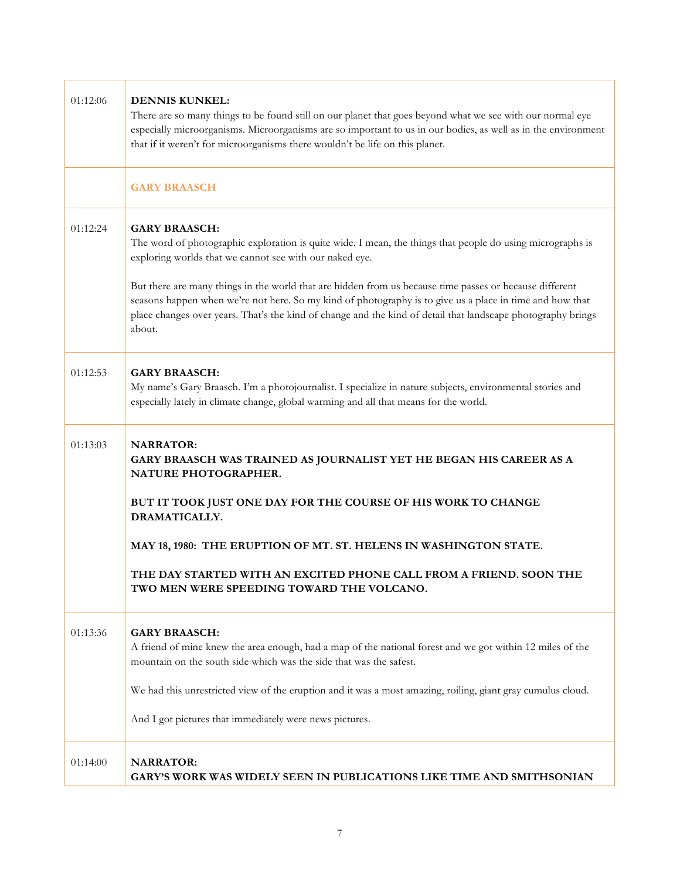| | |
|---|---|
| 01:12:06 | **DENNIS KUNKEL:**<br>There are so many things to be found still on our planet that goes beyond what we see with our normal eye especially microorganisms. Microorganisms are so important to us in our bodies, as well as in the environment that if it weren't for microorganisms there wouldn't be life on this planet. |
| | **GARY BRAASCH** |
| 01:12:24 | **GARY BRAASCH:**<br>The word of photographic exploration is quite wide. I mean, the things that people do using micrographs is exploring worlds that we cannot see with our naked eye.<br><br>But there are many things in the world that are hidden from us because time passes or because different seasons happen when we're not here. So my kind of photography is to give us a place in time and how that place changes over years. That's the kind of change and the kind of detail that landscape photography brings about. |
| 01:12:53 | **GARY BRAASCH:**<br>My name's Gary Braasch. I'm a photojournalist. I specialize in nature subjects, environmental stories and especially lately in climate change, global warming and all that means for the world. |
| 01:13:03 | **NARRATOR:**<br>**GARY BRAASCH WAS TRAINED AS JOURNALIST YET HE BEGAN HIS CAREER AS A NATURE PHOTOGRAPHER.**<br><br>**BUT IT TOOK JUST ONE DAY FOR THE COURSE OF HIS WORK TO CHANGE DRAMATICALLY.**<br><br>**MAY 18, 1980: THE ERUPTION OF MT. ST. HELENS IN WASHINGTON STATE.**<br><br>**THE DAY STARTED WITH AN EXCITED PHONE CALL FROM A FRIEND. SOON THE TWO MEN WERE SPEEDING TOWARD THE VOLCANO.** |
| 01:13:36 | **GARY BRAASCH:**<br>A friend of mine knew the area enough, had a map of the national forest and we got within 12 miles of the mountain on the south side which was the side that was the safest.<br><br>We had this unrestricted view of the eruption and it was a most amazing, roiling, giant gray cumulus cloud.<br><br>And I got pictures that immediately were news pictures. |
| 01:14:00 | **NARRATOR:**<br>**GARY'S WORK WAS WIDELY SEEN IN PUBLICATIONS LIKE TIME AND SMITHSONIAN** |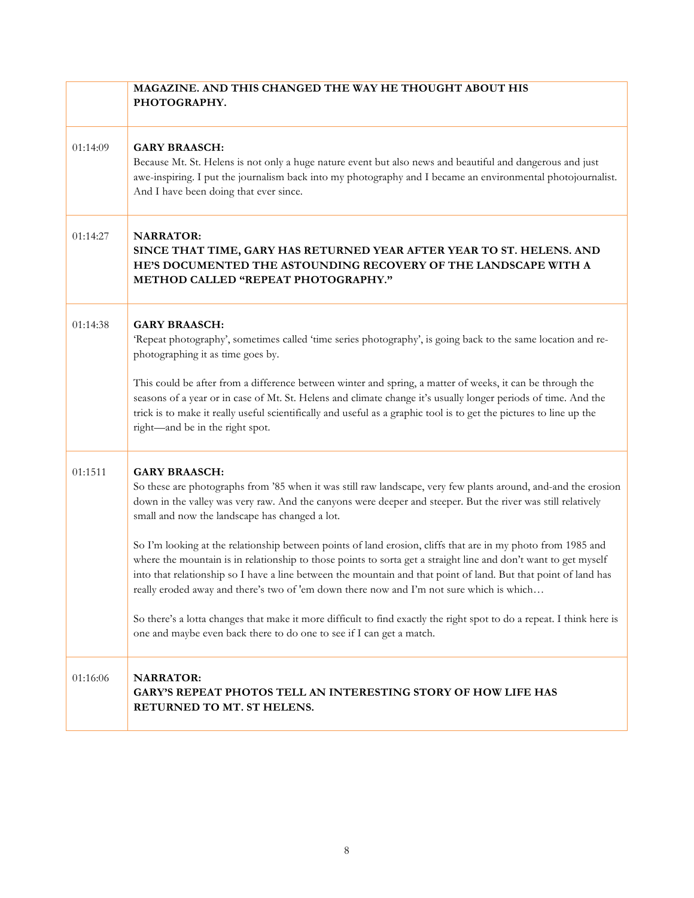| | |
|---|---|
| | **MAGAZINE. AND THIS CHANGED THE WAY HE THOUGHT ABOUT HIS PHOTOGRAPHY.** |
| 01:14:09 | **GARY BRAASCH:**<br>Because Mt. St. Helens is not only a huge nature event but also news and beautiful and dangerous and just awe-inspiring. I put the journalism back into my photography and I became an environmental photojournalist. And I have been doing that ever since. |
| 01:14:27 | **NARRATOR:**<br>**SINCE THAT TIME, GARY HAS RETURNED YEAR AFTER YEAR TO ST. HELENS. AND HE'S DOCUMENTED THE ASTOUNDING RECOVERY OF THE LANDSCAPE WITH A METHOD CALLED "REPEAT PHOTOGRAPHY."** |
| 01:14:38 | **GARY BRAASCH:**<br>'Repeat photography', sometimes called 'time series photography', is going back to the same location and re-photographing it as time goes by.<br><br>This could be after from a difference between winter and spring, a matter of weeks, it can be through the seasons of a year or in case of Mt. St. Helens and climate change it's usually longer periods of time. And the trick is to make it really useful scientifically and useful as a graphic tool is to get the pictures to line up the right—and be in the right spot. |
| 01:1511 | **GARY BRAASCH:**<br>So these are photographs from '85 when it was still raw landscape, very few plants around, and-and the erosion down in the valley was very raw. And the canyons were deeper and steeper. But the river was still relatively small and now the landscape has changed a lot.<br><br>So I'm looking at the relationship between points of land erosion, cliffs that are in my photo from 1985 and where the mountain is in relationship to those points to sorta get a straight line and don't want to get myself into that relationship so I have a line between the mountain and that point of land. But that point of land has really eroded away and there's two of 'em down there now and I'm not sure which is which…<br><br>So there's a lotta changes that make it more difficult to find exactly the right spot to do a repeat. I think here is one and maybe even back there to do one to see if I can get a match. |
| 01:16:06 | **NARRATOR:**<br>**GARY'S REPEAT PHOTOS TELL AN INTERESTING STORY OF HOW LIFE HAS RETURNED TO MT. ST HELENS.** |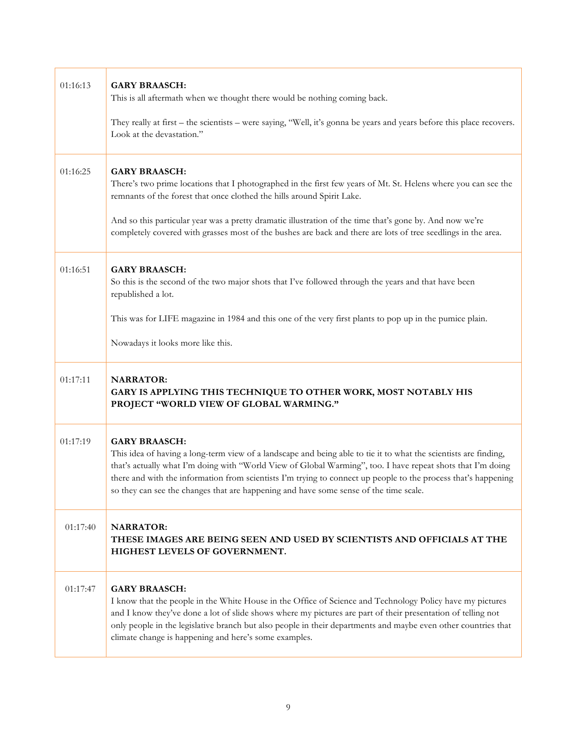| | |
|---|---|
| 01:16:13 | **GARY BRAASCH:**<br>This is all aftermath when we thought there would be nothing coming back.<br><br>They really at first – the scientists – were saying, "Well, it's gonna be years and years before this place recovers. Look at the devastation." |
| 01:16:25 | **GARY BRAASCH:**<br>There's two prime locations that I photographed in the first few years of Mt. St. Helens where you can see the remnants of the forest that once clothed the hills around Spirit Lake.<br><br>And so this particular year was a pretty dramatic illustration of the time that's gone by. And now we're completely covered with grasses most of the bushes are back and there are lots of tree seedlings in the area. |
| 01:16:51 | **GARY BRAASCH:**<br>So this is the second of the two major shots that I've followed through the years and that have been republished a lot.<br><br>This was for LIFE magazine in 1984 and this one of the very first plants to pop up in the pumice plain.<br><br>Nowadays it looks more like this. |
| 01:17:11 | **NARRATOR:**<br>**GARY IS APPLYING THIS TECHNIQUE TO OTHER WORK, MOST NOTABLY HIS PROJECT "WORLD VIEW OF GLOBAL WARMING."** |
| 01:17:19 | **GARY BRAASCH:**<br>This idea of having a long-term view of a landscape and being able to tie it to what the scientists are finding, that's actually what I'm doing with "World View of Global Warming", too. I have repeat shots that I'm doing there and with the information from scientists I'm trying to connect up people to the process that's happening so they can see the changes that are happening and have some sense of the time scale. |
| 01:17:40 | **NARRATOR:**<br>**THESE IMAGES ARE BEING SEEN AND USED BY SCIENTISTS AND OFFICIALS AT THE HIGHEST LEVELS OF GOVERNMENT.** |
| 01:17:47 | **GARY BRAASCH:**<br>I know that the people in the White House in the Office of Science and Technology Policy have my pictures and I know they've done a lot of slide shows where my pictures are part of their presentation of telling not only people in the legislative branch but also people in their departments and maybe even other countries that climate change is happening and here's some examples. |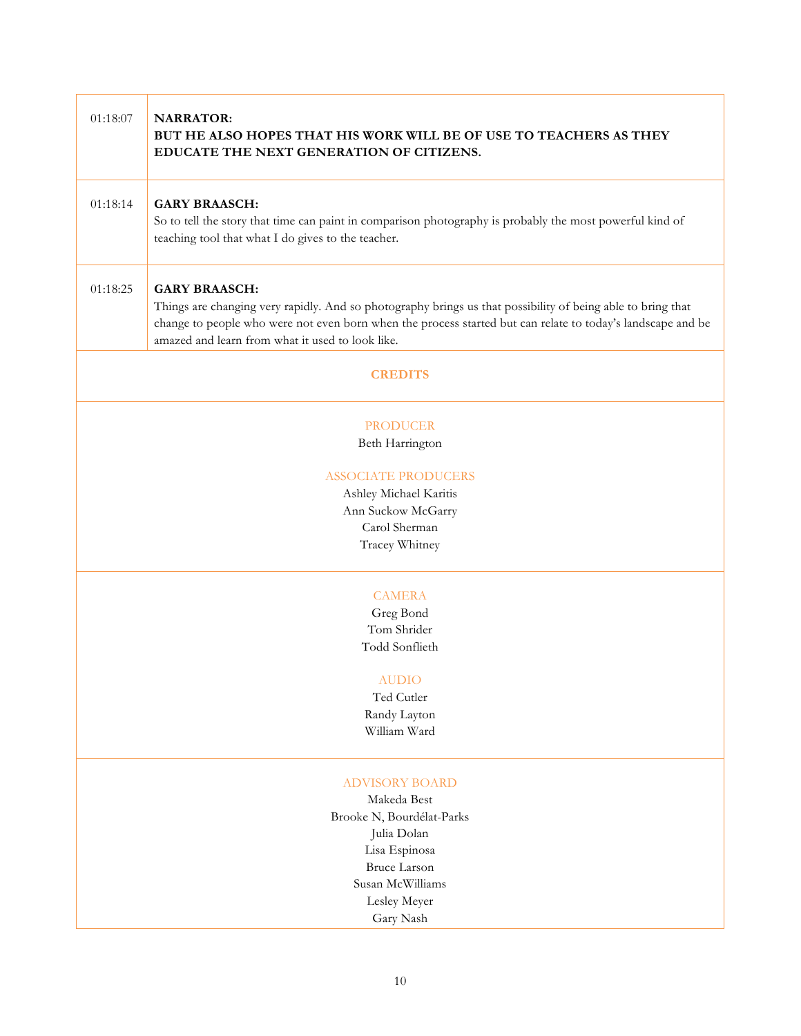| | |
|---|---|
| 01:18:07 | **NARRATOR:**<br>**BUT HE ALSO HOPES THAT HIS WORK WILL BE OF USE TO TEACHERS AS THEY EDUCATE THE NEXT GENERATION OF CITIZENS.** |
| 01:18:14 | **GARY BRAASCH:**<br>So to tell the story that time can paint in comparison photography is probably the most powerful kind of teaching tool that what I do gives to the teacher. |
| 01:18:25 | **GARY BRAASCH:**<br>Things are changing very rapidly. And so photography brings us that possibility of being able to bring that change to people who were not even born when the process started but can relate to today's landscape and be amazed and learn from what it used to look like. |

## CREDITS

PRODUCER
Beth Harrington

ASSOCIATE PRODUCERS
Ashley Michael Karitis
Ann Suckow McGarry
Carol Sherman
Tracey Whitney

CAMERA
Greg Bond
Tom Shrider
Todd Sonflieth

AUDIO
Ted Cutler
Randy Layton
William Ward

ADVISORY BOARD
Makeda Best
Brooke N, Bourdélat-Parks
Julia Dolan
Lisa Espinosa
Bruce Larson
Susan McWilliams
Lesley Meyer
Gary Nash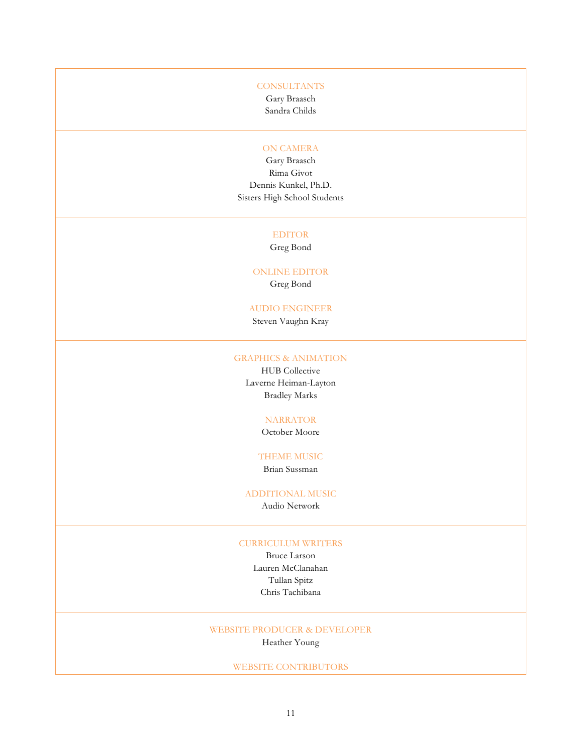CONSULTANTS

Gary Braasch
Sandra Childs

---

ON CAMERA

Gary Braasch
Rima Givot
Dennis Kunkel, Ph.D.
Sisters High School Students

---

EDITOR

Greg Bond

ONLINE EDITOR

Greg Bond

AUDIO ENGINEER

Steven Vaughn Kray

---

GRAPHICS & ANIMATION

HUB Collective
Laverne Heiman-Layton
Bradley Marks

NARRATOR

October Moore

THEME MUSIC

Brian Sussman

ADDITIONAL MUSIC

Audio Network

---

CURRICULUM WRITERS

Bruce Larson
Lauren McClanahan
Tullan Spitz
Chris Tachibana

---

WEBSITE PRODUCER & DEVELOPER

Heather Young

WEBSITE CONTRIBUTORS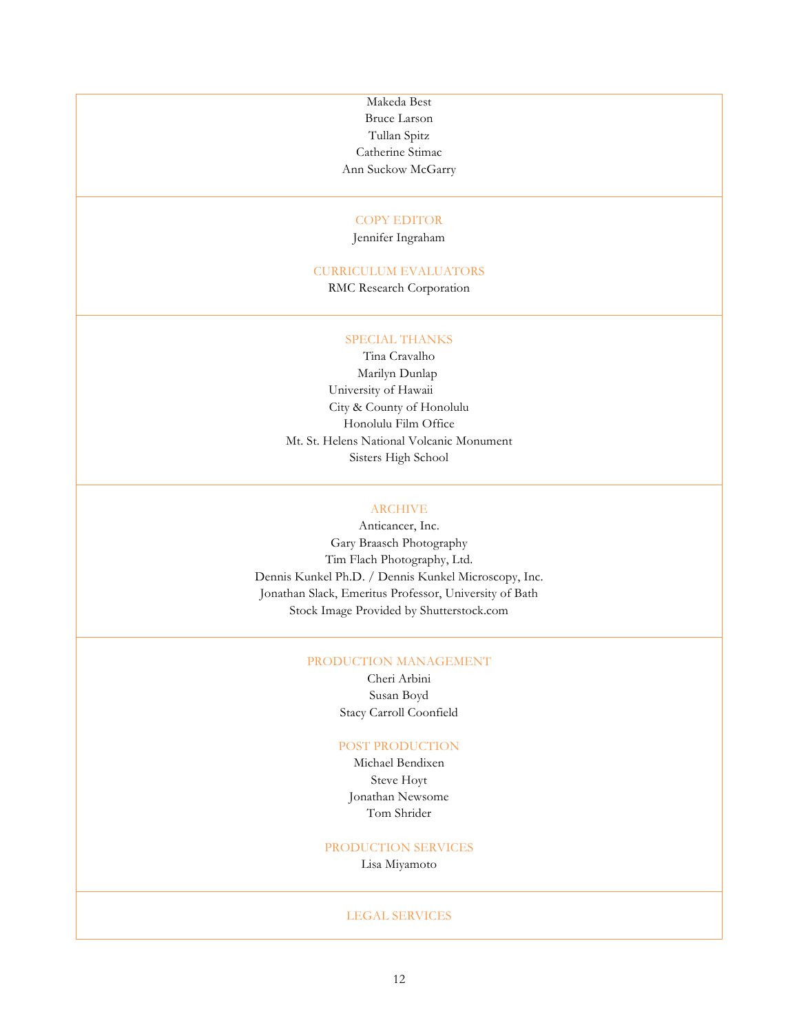Makeda Best
Bruce Larson
Tullan Spitz
Catherine Stimac
Ann Suckow McGarry

## COPY EDITOR

Jennifer Ingraham

## CURRICULUM EVALUATORS

RMC Research Corporation

## SPECIAL THANKS

Tina Cravalho
Marilyn Dunlap
University of Hawaii
City & County of Honolulu
Honolulu Film Office
Mt. St. Helens National Volcanic Monument
Sisters High School

## ARCHIVE

Anticancer, Inc.
Gary Braasch Photography
Tim Flach Photography, Ltd.
Dennis Kunkel Ph.D. / Dennis Kunkel Microscopy, Inc.
Jonathan Slack, Emeritus Professor, University of Bath
Stock Image Provided by Shutterstock.com

## PRODUCTION MANAGEMENT

Cheri Arbini
Susan Boyd
Stacy Carroll Coonfield

## POST PRODUCTION

Michael Bendixen
Steve Hoyt
Jonathan Newsome
Tom Shrider

## PRODUCTION SERVICES

Lisa Miyamoto

## LEGAL SERVICES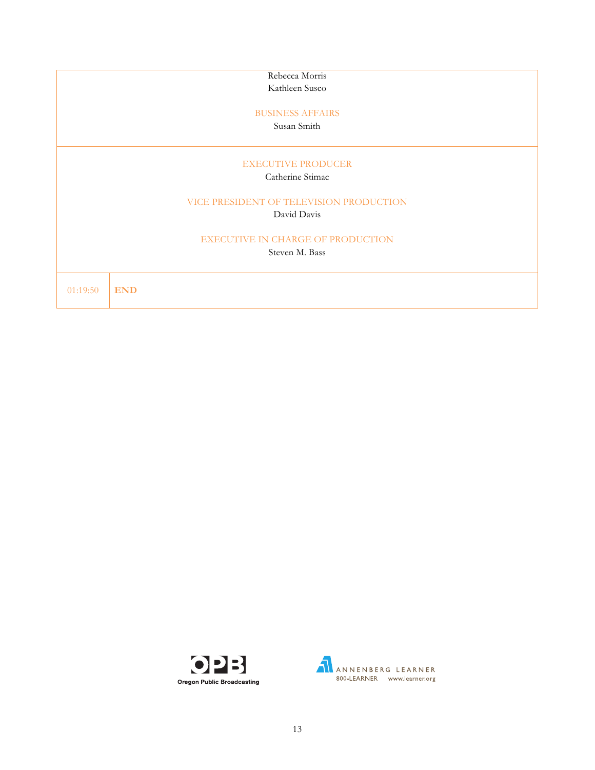Rebecca Morris
Kathleen Susco

BUSINESS AFFAIRS
Susan Smith

EXECUTIVE PRODUCER
Catherine Stimac

VICE PRESIDENT OF TELEVISION PRODUCTION
David Davis

EXECUTIVE IN CHARGE OF PRODUCTION
Steven M. Bass

| | |
|---|---|
| 01:19:50 | **END** |

Oregon Public Broadcasting

ANNENBERG LEARNER
800-LEARNER www.learner.org